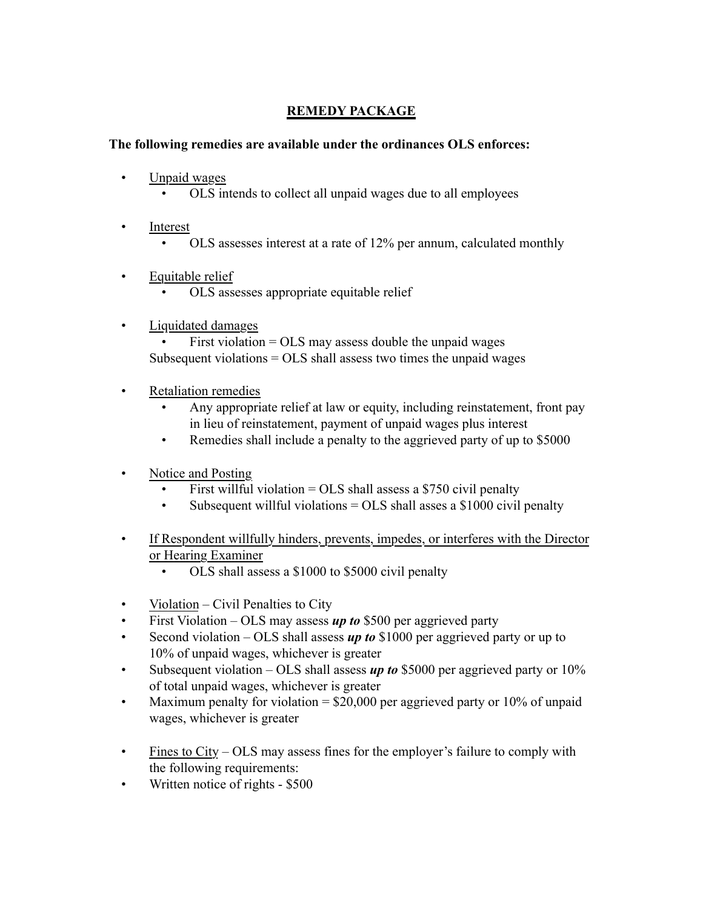# <u>REMEDY PACKAGE</u>

**The following remedies are available under the ordinances OLS enforces:**

- <u>Unpaid wages</u>
  - OLS intends to collect all unpaid wages due to all employees

- <u>Interest</u>
  - OLS assesses interest at a rate of 12% per annum, calculated monthly

- <u>Equitable relief</u>
  - OLS assesses appropriate equitable relief

- <u>Liquidated damages</u>
  - First violation = OLS may assess double the unpaid wages

  Subsequent violations = OLS shall assess two times the unpaid wages

- <u>Retaliation remedies</u>
  - Any appropriate relief at law or equity, including reinstatement, front pay in lieu of reinstatement, payment of unpaid wages plus interest
  - Remedies shall include a penalty to the aggrieved party of up to $5000

- <u>Notice and Posting</u>
  - First willful violation = OLS shall assess a $750 civil penalty
  - Subsequent willful violations = OLS shall asses a $1000 civil penalty

- <u>If Respondent willfully hinders, prevents, impedes, or interferes with the Director or Hearing Examiner</u>
  - OLS shall assess a $1000 to $5000 civil penalty

- <u>Violation</u> – Civil Penalties to City
- First Violation – OLS may assess ***up to*** $500 per aggrieved party
- Second violation – OLS shall assess ***up to*** $1000 per aggrieved party or up to 10% of unpaid wages, whichever is greater
- Subsequent violation – OLS shall assess ***up to*** $5000 per aggrieved party or 10% of total unpaid wages, whichever is greater
- Maximum penalty for violation = $20,000 per aggrieved party or 10% of unpaid wages, whichever is greater

- <u>Fines to City</u> – OLS may assess fines for the employer's failure to comply with the following requirements:
- Written notice of rights - $500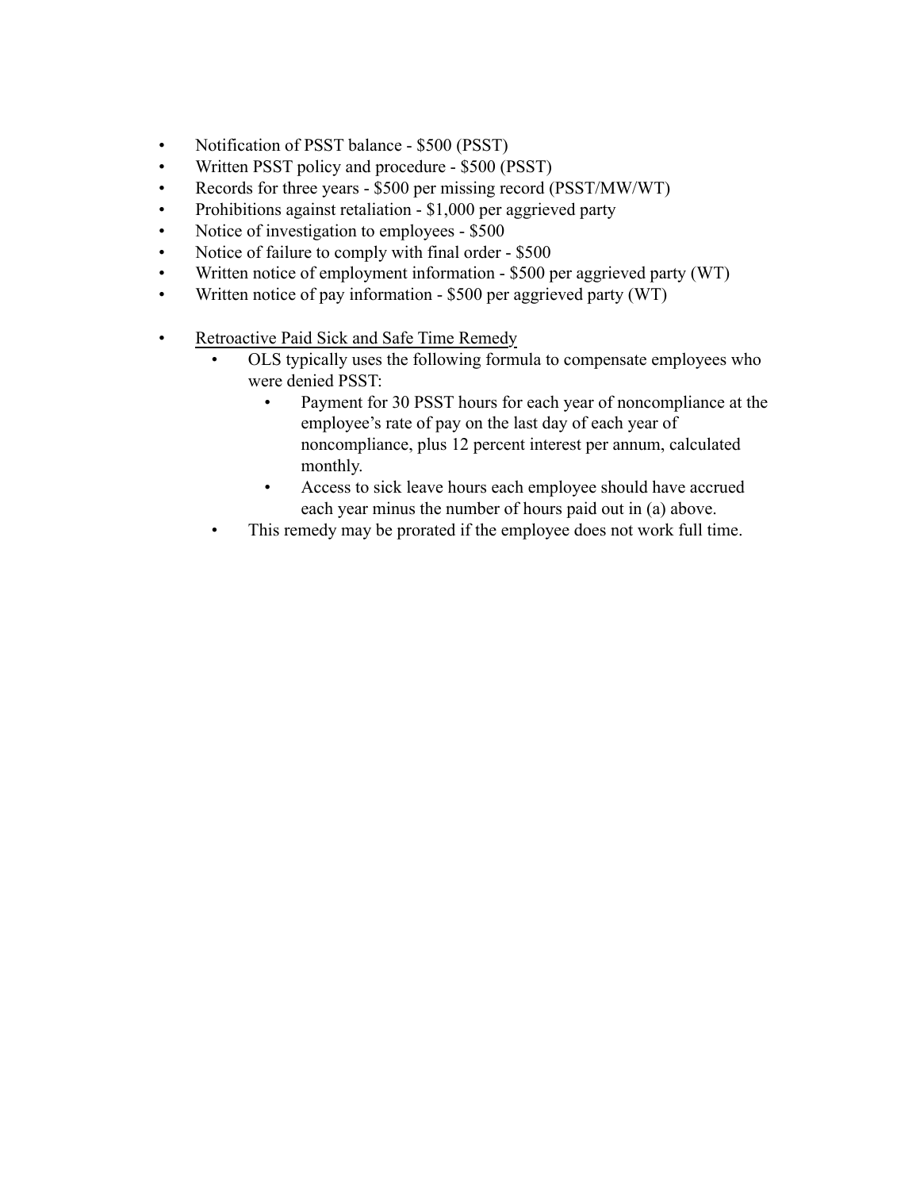- Notification of PSST balance - $500 (PSST)
- Written PSST policy and procedure - $500 (PSST)
- Records for three years - $500 per missing record (PSST/MW/WT)
- Prohibitions against retaliation - $1,000 per aggrieved party
- Notice of investigation to employees - $500
- Notice of failure to comply with final order - $500
- Written notice of employment information - $500 per aggrieved party (WT)
- Written notice of pay information - $500 per aggrieved party (WT)

- <u>Retroactive Paid Sick and Safe Time Remedy</u>
  - OLS typically uses the following formula to compensate employees who were denied PSST:
    - Payment for 30 PSST hours for each year of noncompliance at the employee's rate of pay on the last day of each year of noncompliance, plus 12 percent interest per annum, calculated monthly.
    - Access to sick leave hours each employee should have accrued each year minus the number of hours paid out in (a) above.
  - This remedy may be prorated if the employee does not work full time.